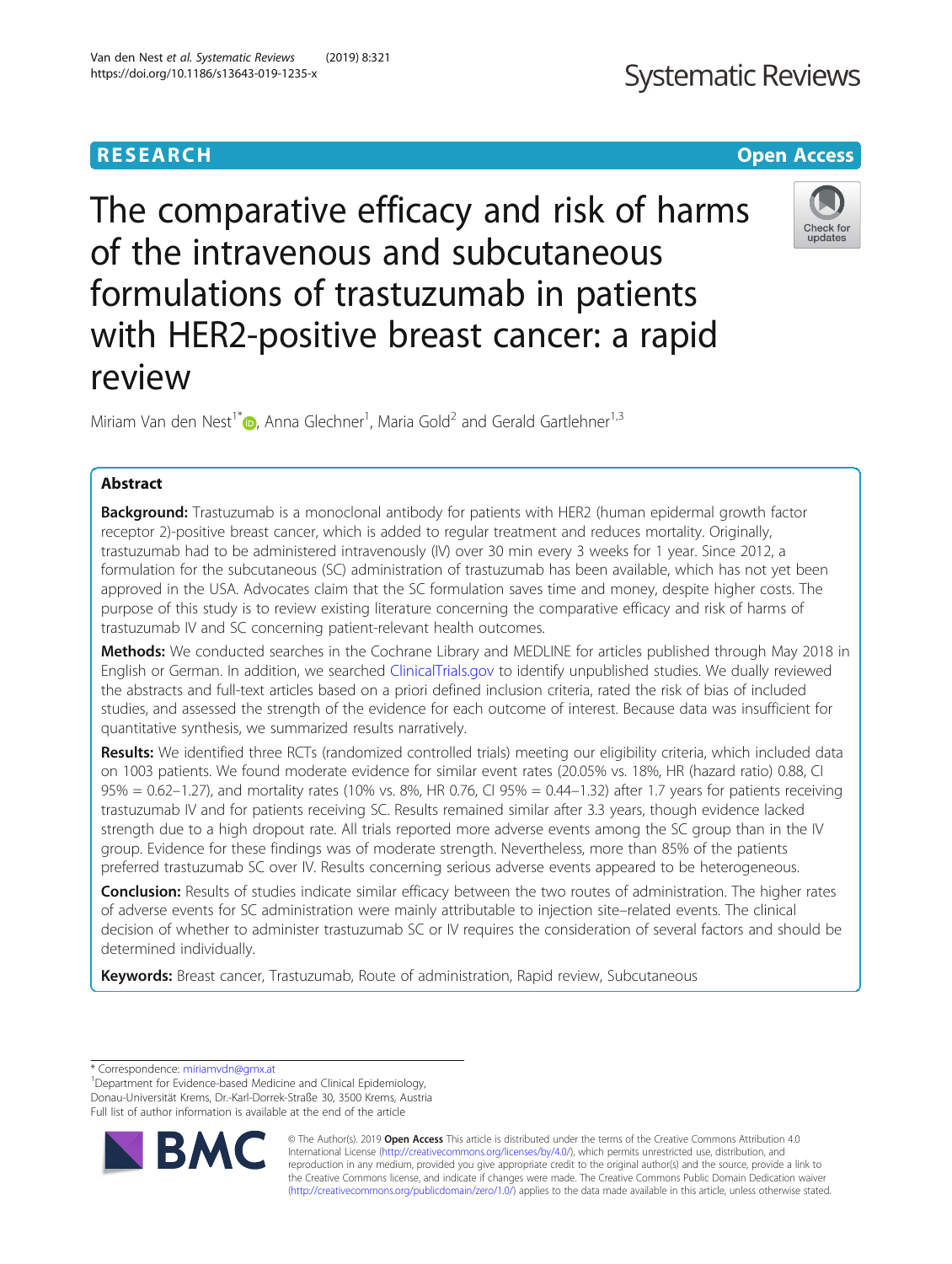# The comparative efficacy and risk of harms of the intravenous and subcutaneous formulations of trastuzumab in patients with HER2-positive breast cancer: a rapid review

Miriam Van den Nest[1*], Anna Glechner[1], Maria Gold[2] and Gerald Gartlehner[1,3]

## Abstract

**Background:** Trastuzumab is a monoclonal antibody for patients with HER2 (human epidermal growth factor receptor 2)-positive breast cancer, which is added to regular treatment and reduces mortality. Originally, trastuzumab had to be administered intravenously (IV) over 30 min every 3 weeks for 1 year. Since 2012, a formulation for the subcutaneous (SC) administration of trastuzumab has been available, which has not yet been approved in the USA. Advocates claim that the SC formulation saves time and money, despite higher costs. The purpose of this study is to review existing literature concerning the comparative efficacy and risk of harms of trastuzumab IV and SC concerning patient-relevant health outcomes.

**Methods:** We conducted searches in the Cochrane Library and MEDLINE for articles published through May 2018 in English or German. In addition, we searched ClinicalTrials.gov to identify unpublished studies. We dually reviewed the abstracts and full-text articles based on a priori defined inclusion criteria, rated the risk of bias of included studies, and assessed the strength of the evidence for each outcome of interest. Because data was insufficient for quantitative synthesis, we summarized results narratively.

**Results:** We identified three RCTs (randomized controlled trials) meeting our eligibility criteria, which included data on 1003 patients. We found moderate evidence for similar event rates (20.05% vs. 18%, HR (hazard ratio) 0.88, CI 95% = 0.62–1.27), and mortality rates (10% vs. 8%, HR 0.76, CI 95% = 0.44–1.32) after 1.7 years for patients receiving trastuzumab IV and for patients receiving SC. Results remained similar after 3.3 years, though evidence lacked strength due to a high dropout rate. All trials reported more adverse events among the SC group than in the IV group. Evidence for these findings was of moderate strength. Nevertheless, more than 85% of the patients preferred trastuzumab SC over IV. Results concerning serious adverse events appeared to be heterogeneous.

**Conclusion:** Results of studies indicate similar efficacy between the two routes of administration. The higher rates of adverse events for SC administration were mainly attributable to injection site–related events. The clinical decision of whether to administer trastuzumab SC or IV requires the consideration of several factors and should be determined individually.

**Keywords:** Breast cancer, Trastuzumab, Route of administration, Rapid review, Subcutaneous

---

* Correspondence: miriamvdn@gmx.at
[1]Department for Evidence-based Medicine and Clinical Epidemiology, Donau-Universität Krems, Dr.-Karl-Dorrek-Straße 30, 3500 Krems, Austria
Full list of author information is available at the end of the article

© The Author(s). 2019 **Open Access** This article is distributed under the terms of the Creative Commons Attribution 4.0 International License (http://creativecommons.org/licenses/by/4.0/), which permits unrestricted use, distribution, and reproduction in any medium, provided you give appropriate credit to the original author(s) and the source, provide a link to the Creative Commons license, and indicate if changes were made. The Creative Commons Public Domain Dedication waiver (http://creativecommons.org/publicdomain/zero/1.0/) applies to the data made available in this article, unless otherwise stated.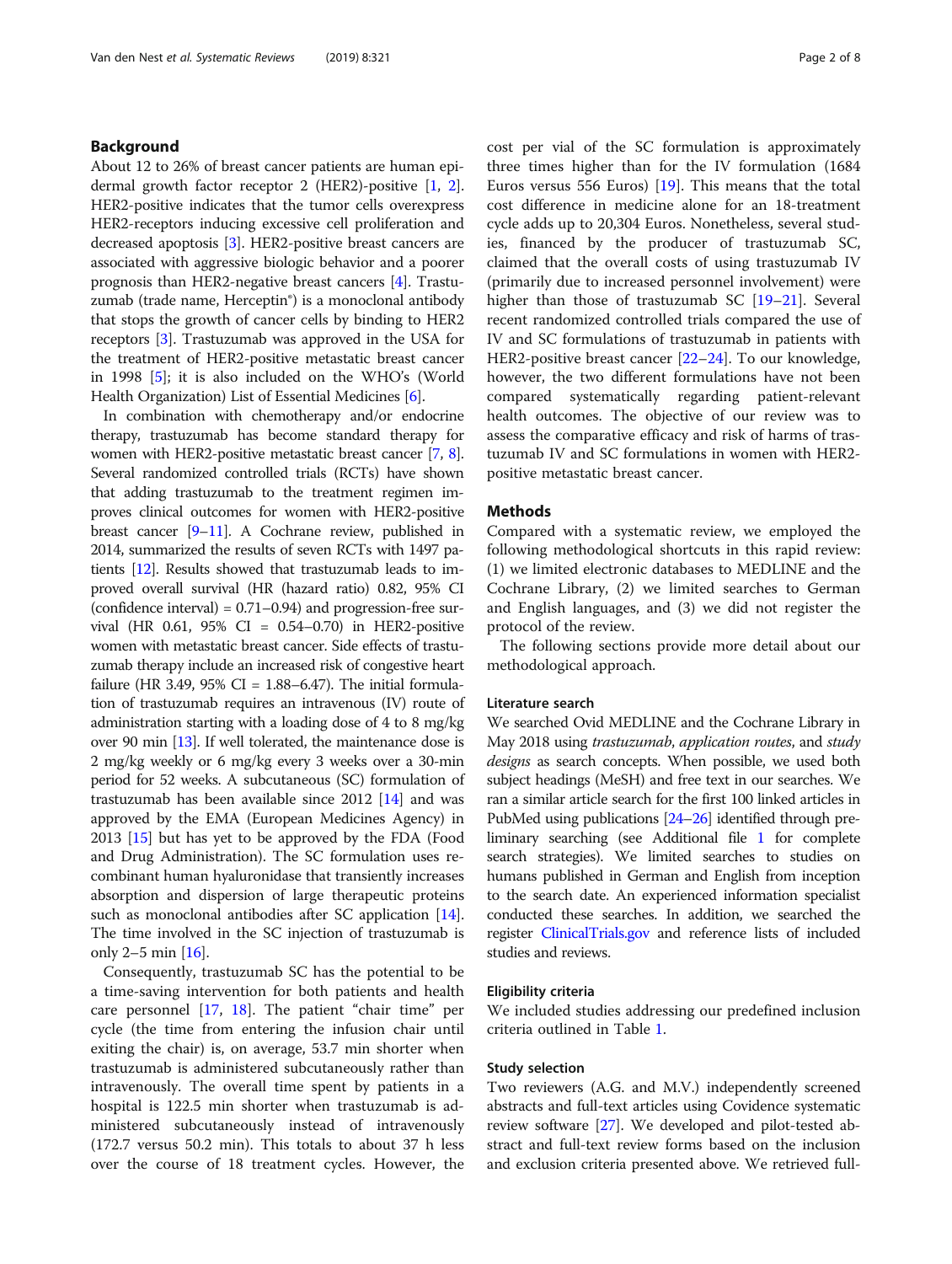## Background

About 12 to 26% of breast cancer patients are human epidermal growth factor receptor 2 (HER2)-positive [1, 2]. HER2-positive indicates that the tumor cells overexpress HER2-receptors inducing excessive cell proliferation and decreased apoptosis [3]. HER2-positive breast cancers are associated with aggressive biologic behavior and a poorer prognosis than HER2-negative breast cancers [4]. Trastuzumab (trade name, Herceptin®) is a monoclonal antibody that stops the growth of cancer cells by binding to HER2 receptors [3]. Trastuzumab was approved in the USA for the treatment of HER2-positive metastatic breast cancer in 1998 [5]; it is also included on the WHO's (World Health Organization) List of Essential Medicines [6].

In combination with chemotherapy and/or endocrine therapy, trastuzumab has become standard therapy for women with HER2-positive metastatic breast cancer [7, 8]. Several randomized controlled trials (RCTs) have shown that adding trastuzumab to the treatment regimen improves clinical outcomes for women with HER2-positive breast cancer [9–11]. A Cochrane review, published in 2014, summarized the results of seven RCTs with 1497 patients [12]. Results showed that trastuzumab leads to improved overall survival (HR (hazard ratio) 0.82, 95% CI (confidence interval) = 0.71–0.94) and progression-free survival (HR 0.61, 95% CI = 0.54–0.70) in HER2-positive women with metastatic breast cancer. Side effects of trastuzumab therapy include an increased risk of congestive heart failure (HR 3.49, 95% CI = 1.88–6.47). The initial formulation of trastuzumab requires an intravenous (IV) route of administration starting with a loading dose of 4 to 8 mg/kg over 90 min [13]. If well tolerated, the maintenance dose is 2 mg/kg weekly or 6 mg/kg every 3 weeks over a 30-min period for 52 weeks. A subcutaneous (SC) formulation of trastuzumab has been available since 2012 [14] and was approved by the EMA (European Medicines Agency) in 2013 [15] but has yet to be approved by the FDA (Food and Drug Administration). The SC formulation uses recombinant human hyaluronidase that transiently increases absorption and dispersion of large therapeutic proteins such as monoclonal antibodies after SC application [14]. The time involved in the SC injection of trastuzumab is only 2–5 min [16].

Consequently, trastuzumab SC has the potential to be a time-saving intervention for both patients and health care personnel [17, 18]. The patient "chair time" per cycle (the time from entering the infusion chair until exiting the chair) is, on average, 53.7 min shorter when trastuzumab is administered subcutaneously rather than intravenously. The overall time spent by patients in a hospital is 122.5 min shorter when trastuzumab is administered subcutaneously instead of intravenously (172.7 versus 50.2 min). This totals to about 37 h less over the course of 18 treatment cycles. However, the cost per vial of the SC formulation is approximately three times higher than for the IV formulation (1684 Euros versus 556 Euros) [19]. This means that the total cost difference in medicine alone for an 18-treatment cycle adds up to 20,304 Euros. Nonetheless, several studies, financed by the producer of trastuzumab SC, claimed that the overall costs of using trastuzumab IV (primarily due to increased personnel involvement) were higher than those of trastuzumab SC [19–21]. Several recent randomized controlled trials compared the use of IV and SC formulations of trastuzumab in patients with HER2-positive breast cancer [22–24]. To our knowledge, however, the two different formulations have not been compared systematically regarding patient-relevant health outcomes. The objective of our review was to assess the comparative efficacy and risk of harms of trastuzumab IV and SC formulations in women with HER2-positive metastatic breast cancer.

## Methods

Compared with a systematic review, we employed the following methodological shortcuts in this rapid review: (1) we limited electronic databases to MEDLINE and the Cochrane Library, (2) we limited searches to German and English languages, and (3) we did not register the protocol of the review.

The following sections provide more detail about our methodological approach.

### Literature search

We searched Ovid MEDLINE and the Cochrane Library in May 2018 using *trastuzumab*, *application routes*, and *study designs* as search concepts. When possible, we used both subject headings (MeSH) and free text in our searches. We ran a similar article search for the first 100 linked articles in PubMed using publications [24–26] identified through preliminary searching (see Additional file 1 for complete search strategies). We limited searches to studies on humans published in German and English from inception to the search date. An experienced information specialist conducted these searches. In addition, we searched the register ClinicalTrials.gov and reference lists of included studies and reviews.

### Eligibility criteria

We included studies addressing our predefined inclusion criteria outlined in Table 1.

### Study selection

Two reviewers (A.G. and M.V.) independently screened abstracts and full-text articles using Covidence systematic review software [27]. We developed and pilot-tested abstract and full-text review forms based on the inclusion and exclusion criteria presented above. We retrieved full-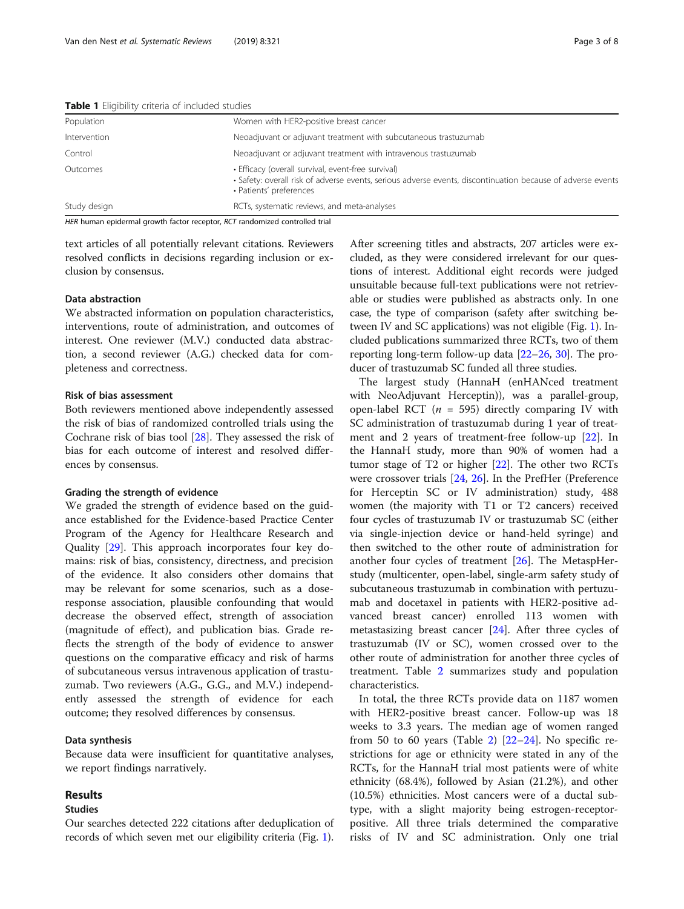**Table 1** Eligibility criteria of included studies

| | |
|---|---|
| Population | Women with HER2-positive breast cancer |
| Intervention | Neoadjuvant or adjuvant treatment with subcutaneous trastuzumab |
| Control | Neoadjuvant or adjuvant treatment with intravenous trastuzumab |
| Outcomes | • Efficacy (overall survival, event-free survival)<br>• Safety: overall risk of adverse events, serious adverse events, discontinuation because of adverse events<br>• Patients' preferences |
| Study design | RCTs, systematic reviews, and meta-analyses |

*HER* human epidermal growth factor receptor, *RCT* randomized controlled trial

text articles of all potentially relevant citations. Reviewers resolved conflicts in decisions regarding inclusion or exclusion by consensus.

### Data abstraction

We abstracted information on population characteristics, interventions, route of administration, and outcomes of interest. One reviewer (M.V.) conducted data abstraction, a second reviewer (A.G.) checked data for completeness and correctness.

### Risk of bias assessment

Both reviewers mentioned above independently assessed the risk of bias of randomized controlled trials using the Cochrane risk of bias tool [28]. They assessed the risk of bias for each outcome of interest and resolved differences by consensus.

### Grading the strength of evidence

We graded the strength of evidence based on the guidance established for the Evidence-based Practice Center Program of the Agency for Healthcare Research and Quality [29]. This approach incorporates four key domains: risk of bias, consistency, directness, and precision of the evidence. It also considers other domains that may be relevant for some scenarios, such as a dose-response association, plausible confounding that would decrease the observed effect, strength of association (magnitude of effect), and publication bias. Grade reflects the strength of the body of evidence to answer questions on the comparative efficacy and risk of harms of subcutaneous versus intravenous application of trastuzumab. Two reviewers (A.G., G.G., and M.V.) independently assessed the strength of evidence for each outcome; they resolved differences by consensus.

### Data synthesis

Because data were insufficient for quantitative analyses, we report findings narratively.

## Results

### Studies

Our searches detected 222 citations after deduplication of records of which seven met our eligibility criteria (Fig. 1). After screening titles and abstracts, 207 articles were excluded, as they were considered irrelevant for our questions of interest. Additional eight records were judged unsuitable because full-text publications were not retrievable or studies were published as abstracts only. In one case, the type of comparison (safety after switching between IV and SC applications) was not eligible (Fig. 1). Included publications summarized three RCTs, two of them reporting long-term follow-up data [22–26, 30]. The producer of trastuzumab SC funded all three studies.

The largest study (HannaH (enHANced treatment with NeoAdjuvant Herceptin)), was a parallel-group, open-label RCT ($n$ = 595) directly comparing IV with SC administration of trastuzumab during 1 year of treatment and 2 years of treatment-free follow-up [22]. In the HannaH study, more than 90% of women had a tumor stage of T2 or higher [22]. The other two RCTs were crossover trials [24, 26]. In the PrefHer (Preference for Herceptin SC or IV administration) study, 488 women (the majority with T1 or T2 cancers) received four cycles of trastuzumab IV or trastuzumab SC (either via single-injection device or hand-held syringe) and then switched to the other route of administration for another four cycles of treatment [26]. The MetaspHer-study (multicenter, open-label, single-arm safety study of subcutaneous trastuzumab in combination with pertuzumab and docetaxel in patients with HER2-positive advanced breast cancer) enrolled 113 women with metastasizing breast cancer [24]. After three cycles of trastuzumab (IV or SC), women crossed over to the other route of administration for another three cycles of treatment. Table 2 summarizes study and population characteristics.

In total, the three RCTs provide data on 1187 women with HER2-positive breast cancer. Follow-up was 18 weeks to 3.3 years. The median age of women ranged from 50 to 60 years (Table 2) [22–24]. No specific restrictions for age or ethnicity were stated in any of the RCTs, for the HannaH trial most patients were of white ethnicity (68.4%), followed by Asian (21.2%), and other (10.5%) ethnicities. Most cancers were of a ductal subtype, with a slight majority being estrogen-receptor-positive. All three trials determined the comparative risks of IV and SC administration. Only one trial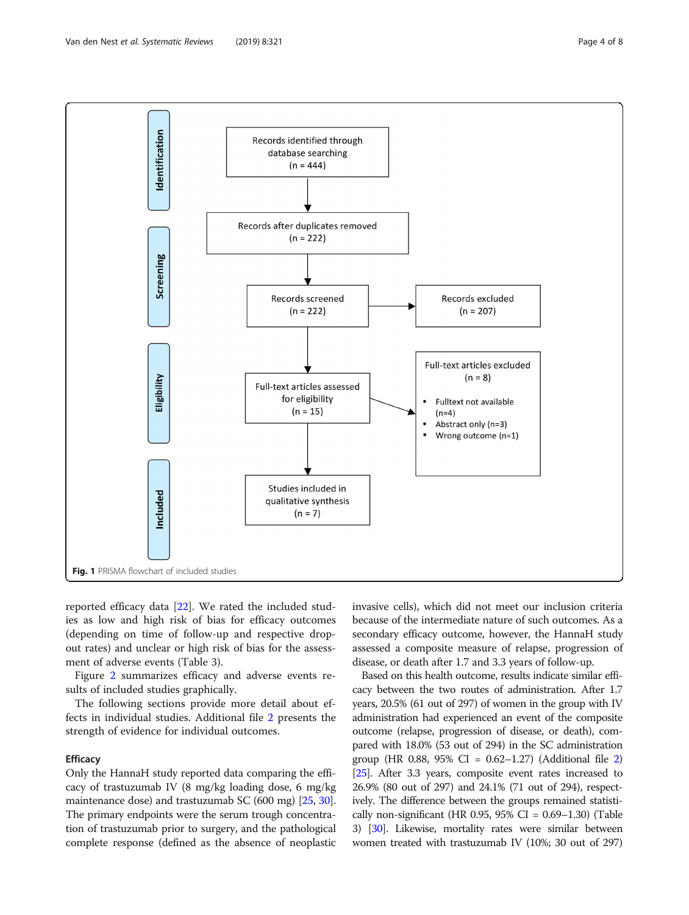**Identification**

Records identified through database searching (n = 444)

Records after duplicates removed (n = 222)

**Screening**

Records screened (n = 222)

Records excluded (n = 207)

**Eligibility**

Full-text articles assessed for eligibility (n = 15)

Full-text articles excluded (n = 8)

- Fulltext not available (n=4)
- Abstract only (n=3)
- Wrong outcome (n=1)

**Included**

Studies included in qualitative synthesis (n = 7)

**Fig. 1** PRISMA flowchart of included studies

reported efficacy data [22]. We rated the included studies as low and high risk of bias for efficacy outcomes (depending on time of follow-up and respective drop-out rates) and unclear or high risk of bias for the assessment of adverse events (Table 3).

Figure 2 summarizes efficacy and adverse events results of included studies graphically.

The following sections provide more detail about effects in individual studies. Additional file 2 presents the strength of evidence for individual outcomes.

### Efficacy

Only the HannaH study reported data comparing the efficacy of trastuzumab IV (8 mg/kg loading dose, 6 mg/kg maintenance dose) and trastuzumab SC (600 mg) [25, 30]. The primary endpoints were the serum trough concentration of trastuzumab prior to surgery, and the pathological complete response (defined as the absence of neoplastic invasive cells), which did not meet our inclusion criteria because of the intermediate nature of such outcomes. As a secondary efficacy outcome, however, the HannaH study assessed a composite measure of relapse, progression of disease, or death after 1.7 and 3.3 years of follow-up.

Based on this health outcome, results indicate similar efficacy between the two routes of administration. After 1.7 years, 20.5% (61 out of 297) of women in the group with IV administration had experienced an event of the composite outcome (relapse, progression of disease, or death), compared with 18.0% (53 out of 294) in the SC administration group (HR 0.88, 95% CI = 0.62–1.27) (Additional file 2) [25]. After 3.3 years, composite event rates increased to 26.9% (80 out of 297) and 24.1% (71 out of 294), respectively. The difference between the groups remained statistically non-significant (HR 0.95, 95% CI = 0.69–1.30) (Table 3) [30]. Likewise, mortality rates were similar between women treated with trastuzumab IV (10%; 30 out of 297)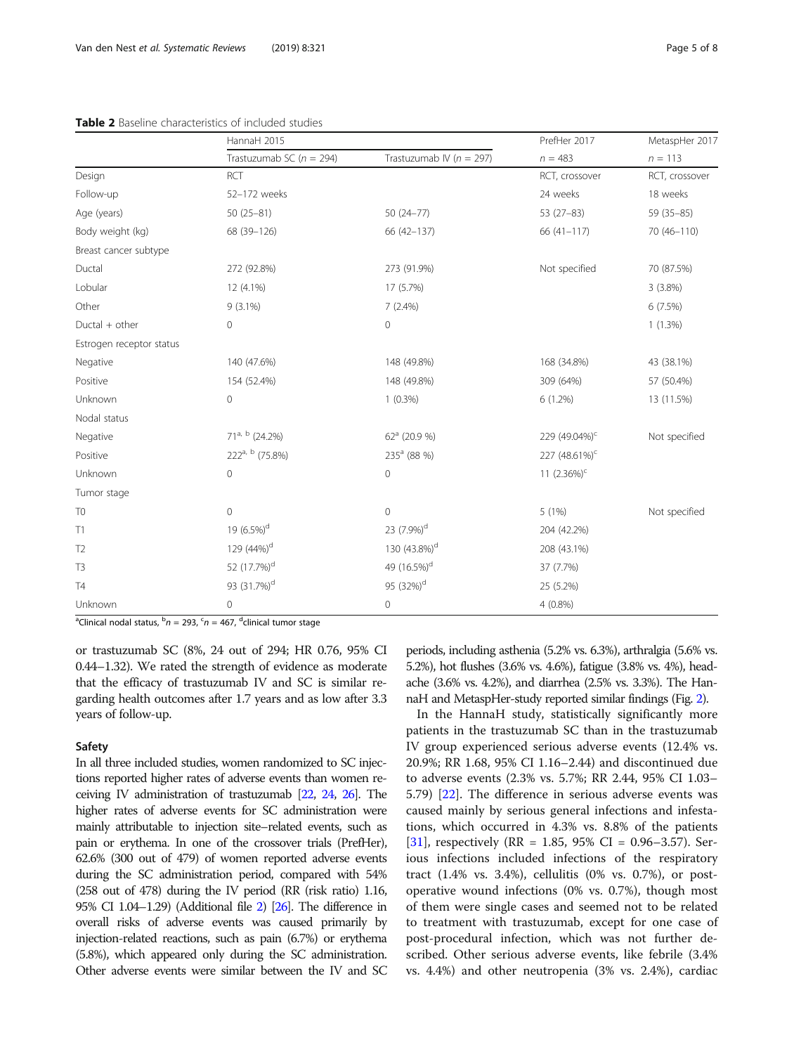**Table 2** Baseline characteristics of included studies

| | HannaH 2015 | | PrefHer 2017 | MetaspHer 2017 |
|---|---|---|---|---|
| | Trastuzumab SC ($n$ = 294) | Trastuzumab IV ($n$ = 297) | $n$ = 483 | $n$ = 113 |
| Design | RCT | | RCT, crossover | RCT, crossover |
| Follow-up | 52–172 weeks | | 24 weeks | 18 weeks |
| Age (years) | 50 (25–81) | 50 (24–77) | 53 (27–83) | 59 (35–85) |
| Body weight (kg) | 68 (39–126) | 66 (42–137) | 66 (41–117) | 70 (46–110) |
| Breast cancer subtype | | | | |
| Ductal | 272 (92.8%) | 273 (91.9%) | Not specified | 70 (87.5%) |
| Lobular | 12 (4.1%) | 17 (5.7%) | | 3 (3.8%) |
| Other | 9 (3.1%) | 7 (2.4%) | | 6 (7.5%) |
| Ductal + other | 0 | 0 | | 1 (1.3%) |
| Estrogen receptor status | | | | |
| Negative | 140 (47.6%) | 148 (49.8%) | 168 (34.8%) | 43 (38.1%) |
| Positive | 154 (52.4%) | 148 (49.8%) | 309 (64%) | 57 (50.4%) |
| Unknown | 0 | 1 (0.3%) | 6 (1.2%) | 13 (11.5%) |
| Nodal status | | | | |
| Negative | 71[a, b] (24.2%) | 62[a] (20.9 %) | 229 (49.04%)[c] | Not specified |
| Positive | 222[a, b] (75.8%) | 235[a] (88 %) | 227 (48.61%)[c] | |
| Unknown | 0 | 0 | 11 (2.36%)[c] | |
| Tumor stage | | | | |
| T0 | 0 | 0 | 5 (1%) | Not specified |
| T1 | 19 (6.5%)[d] | 23 (7.9%)[d] | 204 (42.2%) | |
| T2 | 129 (44%)[d] | 130 (43.8%)[d] | 208 (43.1%) | |
| T3 | 52 (17.7%)[d] | 49 (16.5%)[d] | 37 (7.7%) | |
| T4 | 93 (31.7%)[d] | 95 (32%)[d] | 25 (5.2%) | |
| Unknown | 0 | 0 | 4 (0.8%) | |

[a]Clinical nodal status, [b]$n$ = 293, [c]$n$ = 467, [d]clinical tumor stage

or trastuzumab SC (8%, 24 out of 294; HR 0.76, 95% CI 0.44–1.32). We rated the strength of evidence as moderate that the efficacy of trastuzumab IV and SC is similar regarding health outcomes after 1.7 years and as low after 3.3 years of follow-up.

### Safety

In all three included studies, women randomized to SC injections reported higher rates of adverse events than women receiving IV administration of trastuzumab [22, 24, 26]. The higher rates of adverse events for SC administration were mainly attributable to injection site–related events, such as pain or erythema. In one of the crossover trials (PrefHer), 62.6% (300 out of 479) of women reported adverse events during the SC administration period, compared with 54% (258 out of 478) during the IV period (RR (risk ratio) 1.16, 95% CI 1.04–1.29) (Additional file 2) [26]. The difference in overall risks of adverse events was caused primarily by injection-related reactions, such as pain (6.7%) or erythema (5.8%), which appeared only during the SC administration. Other adverse events were similar between the IV and SC periods, including asthenia (5.2% vs. 6.3%), arthralgia (5.6% vs. 5.2%), hot flushes (3.6% vs. 4.6%), fatigue (3.8% vs. 4%), headache (3.6% vs. 4.2%), and diarrhea (2.5% vs. 3.3%). The HannaH and MetaspHer-study reported similar findings (Fig. 2).

In the HannaH study, statistically significantly more patients in the trastuzumab SC than in the trastuzumab IV group experienced serious adverse events (12.4% vs. 20.9%; RR 1.68, 95% CI 1.16–2.44) and discontinued due to adverse events (2.3% vs. 5.7%; RR 2.44, 95% CI 1.03–5.79) [22]. The difference in serious adverse events was caused mainly by serious general infections and infestations, which occurred in 4.3% vs. 8.8% of the patients [31], respectively (RR = 1.85, 95% CI = 0.96–3.57). Serious infections included infections of the respiratory tract (1.4% vs. 3.4%), cellulitis (0% vs. 0.7%), or postoperative wound infections (0% vs. 0.7%), though most of them were single cases and seemed not to be related to treatment with trastuzumab, except for one case of post-procedural infection, which was not further described. Other serious adverse events, like febrile (3.4% vs. 4.4%) and other neutropenia (3% vs. 2.4%), cardiac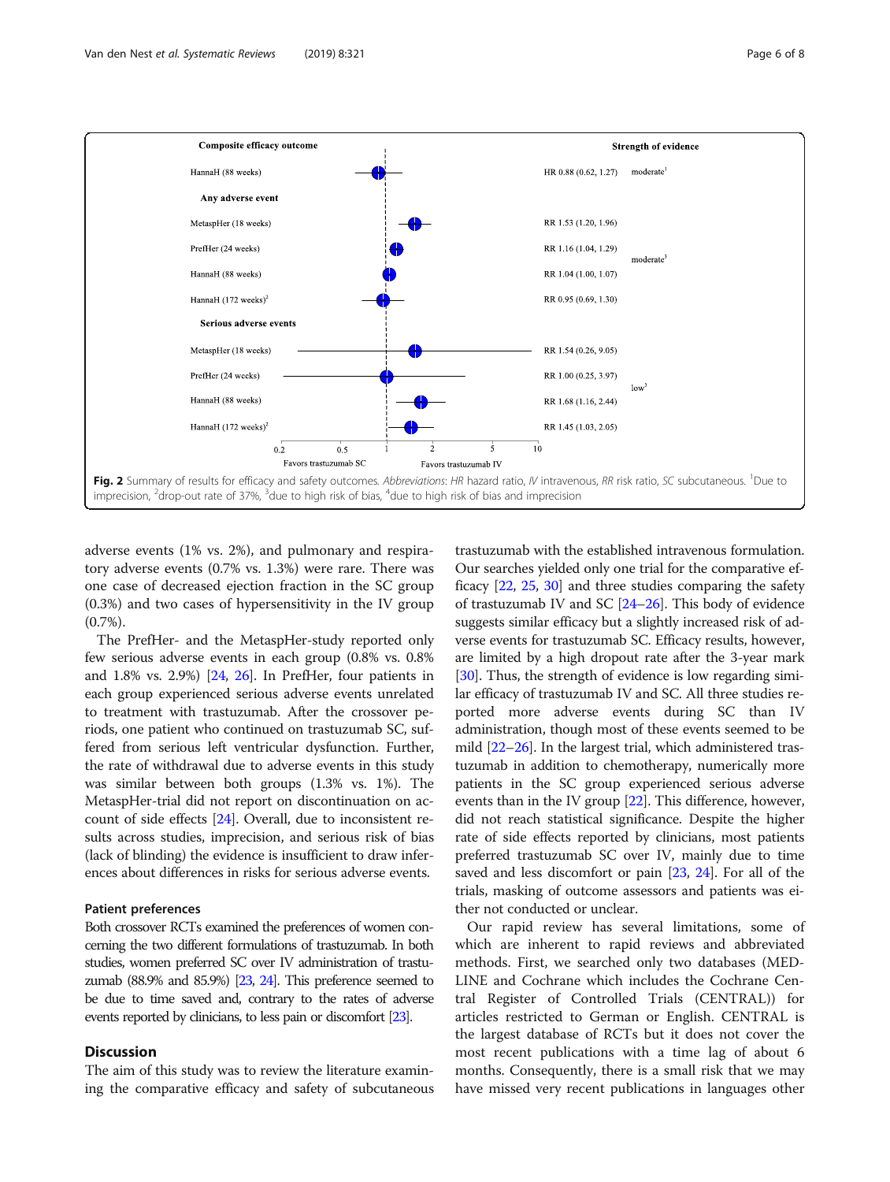| Outcome | Estimate | Strength of evidence |
|---|---|---|
| **Composite efficacy outcome** | | |
| HannaH (88 weeks) | HR 0.88 (0.62, 1.27) | moderate[1] |
| **Any adverse event** | | moderate[3] |
| MetaspHer (18 weeks) | RR 1.53 (1.20, 1.96) | |
| PrefHer (24 weeks) | RR 1.16 (1.04, 1.29) | |
| HannaH (88 weeks) | RR 1.04 (1.00, 1.07) | |
| HannaH (172 weeks)[2] | RR 0.95 (0.69, 1.30) | |
| **Serious adverse events** | | low[3] |
| MetaspHer (18 weeks) | RR 1.54 (0.26, 9.05) | |
| PrefHer (24 weeks) | RR 1.00 (0.25, 3.97) | |
| HannaH (88 weeks) | RR 1.68 (1.16, 2.44) | |
| HannaH (172 weeks)[2] | RR 1.45 (1.03, 2.05) | |

Favors trastuzumab SC ← 1 → Favors trastuzumab IV

**Fig. 2** Summary of results for efficacy and safety outcomes. *Abbreviations*: *HR* hazard ratio, *IV* intravenous, *RR* risk ratio, *SC* subcutaneous. [1]Due to imprecision, [2]drop-out rate of 37%, [3]due to high risk of bias, [4]due to high risk of bias and imprecision

adverse events (1% vs. 2%), and pulmonary and respiratory adverse events (0.7% vs. 1.3%) were rare. There was one case of decreased ejection fraction in the SC group (0.3%) and two cases of hypersensitivity in the IV group (0.7%).

The PrefHer- and the MetaspHer-study reported only few serious adverse events in each group (0.8% vs. 0.8% and 1.8% vs. 2.9%) [24, 26]. In PrefHer, four patients in each group experienced serious adverse events unrelated to treatment with trastuzumab. After the crossover periods, one patient who continued on trastuzumab SC, suffered from serious left ventricular dysfunction. Further, the rate of withdrawal due to adverse events in this study was similar between both groups (1.3% vs. 1%). The MetaspHer-trial did not report on discontinuation on account of side effects [24]. Overall, due to inconsistent results across studies, imprecision, and serious risk of bias (lack of blinding) the evidence is insufficient to draw inferences about differences in risks for serious adverse events.

### Patient preferences

Both crossover RCTs examined the preferences of women concerning the two different formulations of trastuzumab. In both studies, women preferred SC over IV administration of trastuzumab (88.9% and 85.9%) [23, 24]. This preference seemed to be due to time saved and, contrary to the rates of adverse events reported by clinicians, to less pain or discomfort [23].

## Discussion

The aim of this study was to review the literature examining the comparative efficacy and safety of subcutaneous trastuzumab with the established intravenous formulation. Our searches yielded only one trial for the comparative efficacy [22, 25, 30] and three studies comparing the safety of trastuzumab IV and SC [24–26]. This body of evidence suggests similar efficacy but a slightly increased risk of adverse events for trastuzumab SC. Efficacy results, however, are limited by a high dropout rate after the 3-year mark [30]. Thus, the strength of evidence is low regarding similar efficacy of trastuzumab IV and SC. All three studies reported more adverse events during SC than IV administration, though most of these events seemed to be mild [22–26]. In the largest trial, which administered trastuzumab in addition to chemotherapy, numerically more patients in the SC group experienced serious adverse events than in the IV group [22]. This difference, however, did not reach statistical significance. Despite the higher rate of side effects reported by clinicians, most patients preferred trastuzumab SC over IV, mainly due to time saved and less discomfort or pain [23, 24]. For all of the trials, masking of outcome assessors and patients was either not conducted or unclear.

Our rapid review has several limitations, some of which are inherent to rapid reviews and abbreviated methods. First, we searched only two databases (MEDLINE and Cochrane which includes the Cochrane Central Register of Controlled Trials (CENTRAL)) for articles restricted to German or English. CENTRAL is the largest database of RCTs but it does not cover the most recent publications with a time lag of about 6 months. Consequently, there is a small risk that we may have missed very recent publications in languages other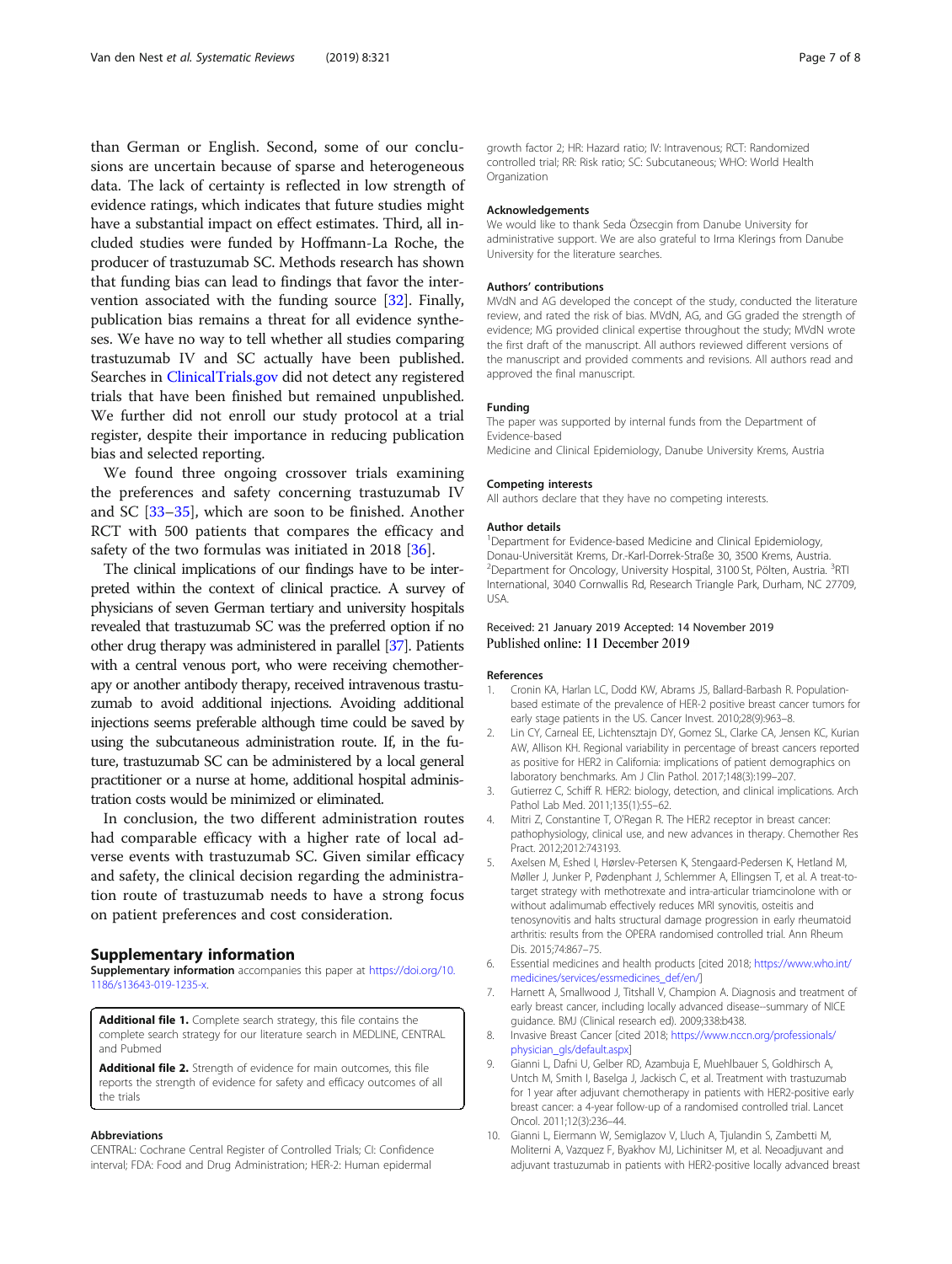than German or English. Second, some of our conclusions are uncertain because of sparse and heterogeneous data. The lack of certainty is reflected in low strength of evidence ratings, which indicates that future studies might have a substantial impact on effect estimates. Third, all included studies were funded by Hoffmann-La Roche, the producer of trastuzumab SC. Methods research has shown that funding bias can lead to findings that favor the intervention associated with the funding source [32]. Finally, publication bias remains a threat for all evidence syntheses. We have no way to tell whether all studies comparing trastuzumab IV and SC actually have been published. Searches in ClinicalTrials.gov did not detect any registered trials that have been finished but remained unpublished. We further did not enroll our study protocol at a trial register, despite their importance in reducing publication bias and selected reporting.

We found three ongoing crossover trials examining the preferences and safety concerning trastuzumab IV and SC [33–35], which are soon to be finished. Another RCT with 500 patients that compares the efficacy and safety of the two formulas was initiated in 2018 [36].

The clinical implications of our findings have to be interpreted within the context of clinical practice. A survey of physicians of seven German tertiary and university hospitals revealed that trastuzumab SC was the preferred option if no other drug therapy was administered in parallel [37]. Patients with a central venous port, who were receiving chemotherapy or another antibody therapy, received intravenous trastuzumab to avoid additional injections. Avoiding additional injections seems preferable although time could be saved by using the subcutaneous administration route. If, in the future, trastuzumab SC can be administered by a local general practitioner or a nurse at home, additional hospital administration costs would be minimized or eliminated.

In conclusion, the two different administration routes had comparable efficacy with a higher rate of local adverse events with trastuzumab SC. Given similar efficacy and safety, the clinical decision regarding the administration route of trastuzumab needs to have a strong focus on patient preferences and cost consideration.

## Supplementary information

**Supplementary information** accompanies this paper at https://doi.org/10.1186/s13643-019-1235-x.

**Additional file 1.** Complete search strategy, this file contains the complete search strategy for our literature search in MEDLINE, CENTRAL and Pubmed

**Additional file 2.** Strength of evidence for main outcomes, this file reports the strength of evidence for safety and efficacy outcomes of all the trials

### Abbreviations

CENTRAL: Cochrane Central Register of Controlled Trials; CI: Confidence interval; FDA: Food and Drug Administration; HER-2: Human epidermal growth factor 2; HR: Hazard ratio; IV: Intravenous; RCT: Randomized controlled trial; RR: Risk ratio; SC: Subcutaneous; WHO: World Health Organization

### Acknowledgements

We would like to thank Seda Özsecgin from Danube University for administrative support. We are also grateful to Irma Klerings from Danube University for the literature searches.

### Authors' contributions

MVdN and AG developed the concept of the study, conducted the literature review, and rated the risk of bias. MVdN, AG, and GG graded the strength of evidence; MG provided clinical expertise throughout the study; MVdN wrote the first draft of the manuscript. All authors reviewed different versions of the manuscript and provided comments and revisions. All authors read and approved the final manuscript.

### Funding

The paper was supported by internal funds from the Department of Evidence-based
Medicine and Clinical Epidemiology, Danube University Krems, Austria

### Competing interests

All authors declare that they have no competing interests.

### Author details

[1]Department for Evidence-based Medicine and Clinical Epidemiology, Donau-Universität Krems, Dr.-Karl-Dorrek-Straße 30, 3500 Krems, Austria. [2]Department for Oncology, University Hospital, 3100 St, Pölten, Austria. [3]RTI International, 3040 Cornwallis Rd, Research Triangle Park, Durham, NC 27709, USA.

Received: 21 January 2019 Accepted: 14 November 2019
Published online: 11 December 2019

### References

1. Cronin KA, Harlan LC, Dodd KW, Abrams JS, Ballard-Barbash R. Population-based estimate of the prevalence of HER-2 positive breast cancer tumors for early stage patients in the US. Cancer Invest. 2010;28(9):963–8.
2. Lin CY, Carneal EE, Lichtensztajn DY, Gomez SL, Clarke CA, Jensen KC, Kurian AW, Allison KH. Regional variability in percentage of breast cancers reported as positive for HER2 in California: implications of patient demographics on laboratory benchmarks. Am J Clin Pathol. 2017;148(3):199–207.
3. Gutierrez C, Schiff R. HER2: biology, detection, and clinical implications. Arch Pathol Lab Med. 2011;135(1):55–62.
4. Mitri Z, Constantine T, O'Regan R. The HER2 receptor in breast cancer: pathophysiology, clinical use, and new advances in therapy. Chemother Res Pract. 2012;2012:743193.
5. Axelsen M, Eshed I, Hørslev-Petersen K, Stengaard-Pedersen K, Hetland M, Møller J, Junker P, Pødenphant J, Schlemmer A, Ellingsen T, et al. A treat-to-target strategy with methotrexate and intra-articular triamcinolone with or without adalimumab effectively reduces MRI synovitis, osteitis and tenosynovitis and halts structural damage progression in early rheumatoid arthritis: results from the OPERA randomised controlled trial. Ann Rheum Dis. 2015;74:867–75.
6. Essential medicines and health products [cited 2018; https://www.who.int/medicines/services/essmedicines_def/en/]
7. Harnett A, Smallwood J, Titshall V, Champion A. Diagnosis and treatment of early breast cancer, including locally advanced disease--summary of NICE guidance. BMJ (Clinical research ed). 2009;338:b438.
8. Invasive Breast Cancer [cited 2018; https://www.nccn.org/professionals/physician_gls/default.aspx]
9. Gianni L, Dafni U, Gelber RD, Azambuja E, Muehlbauer S, Goldhirsch A, Untch M, Smith I, Baselga J, Jackisch C, et al. Treatment with trastuzumab for 1 year after adjuvant chemotherapy in patients with HER2-positive early breast cancer: a 4-year follow-up of a randomised controlled trial. Lancet Oncol. 2011;12(3):236–44.
10. Gianni L, Eiermann W, Semiglazov V, Lluch A, Tjulandin S, Zambetti M, Moliterni A, Vazquez F, Byakhov MJ, Lichinitser M, et al. Neoadjuvant and adjuvant trastuzumab in patients with HER2-positive locally advanced breast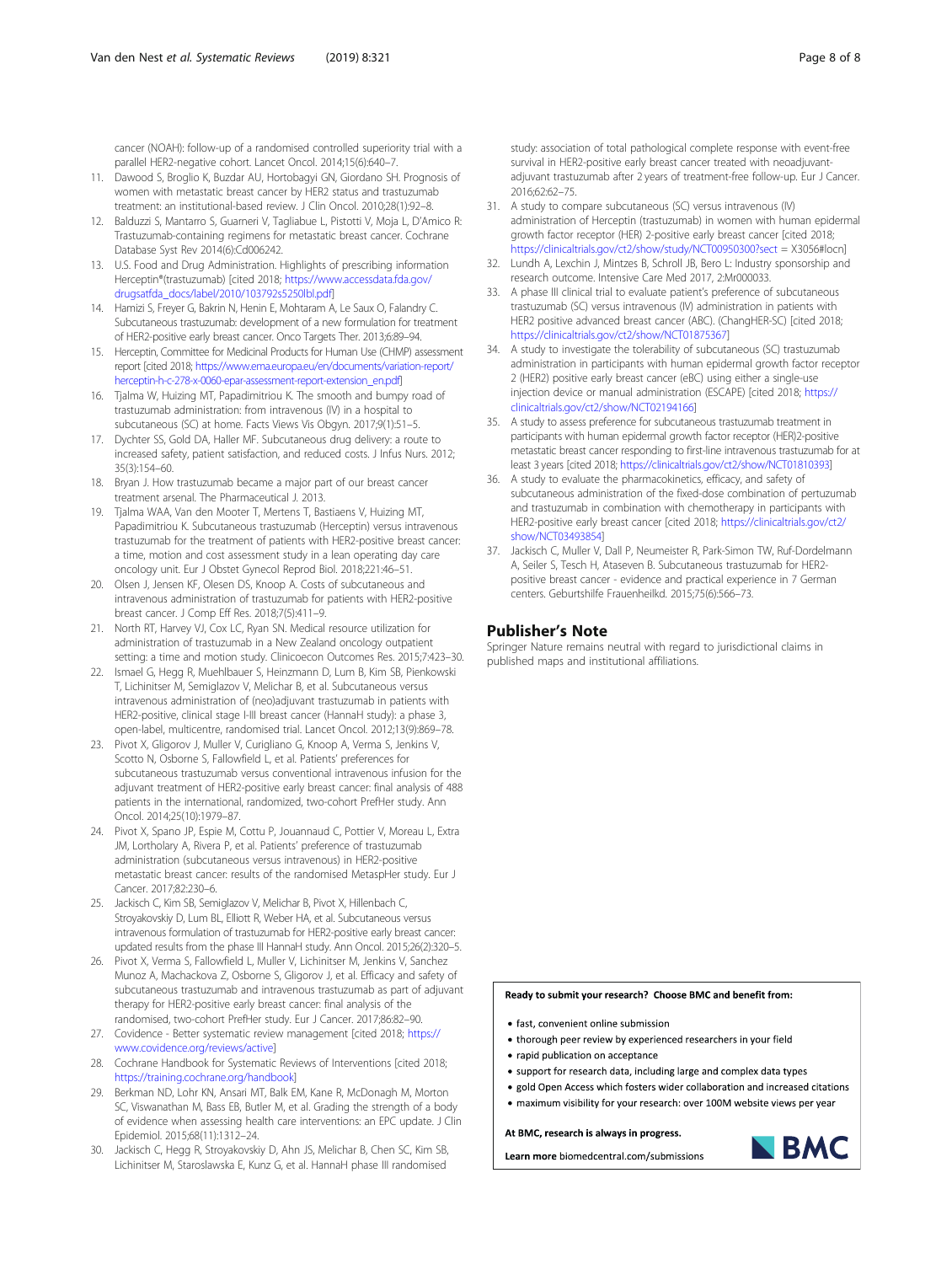cancer (NOAH): follow-up of a randomised controlled superiority trial with a parallel HER2-negative cohort. Lancet Oncol. 2014;15(6):640–7.

11. Dawood S, Broglio K, Buzdar AU, Hortobagyi GN, Giordano SH. Prognosis of women with metastatic breast cancer by HER2 status and trastuzumab treatment: an institutional-based review. J Clin Oncol. 2010;28(1):92–8.
12. Balduzzi S, Mantarro S, Guarneri V, Tagliabue L, Pistotti V, Moja L, D'Amico R: Trastuzumab-containing regimens for metastatic breast cancer. Cochrane Database Syst Rev 2014(6):Cd006242.
13. U.S. Food and Drug Administration. Highlights of prescribing information Herceptin®(trastuzumab) [cited 2018; https://www.accessdata.fda.gov/drugsatfda_docs/label/2010/103792s5250lbl.pdf]
14. Hamizi S, Freyer G, Bakrin N, Henin E, Mohtaram A, Le Saux O, Falandry C. Subcutaneous trastuzumab: development of a new formulation for treatment of HER2-positive early breast cancer. Onco Targets Ther. 2013;6:89–94.
15. Herceptin, Committee for Medicinal Products for Human Use (CHMP) assessment report [cited 2018; https://www.ema.europa.eu/en/documents/variation-report/herceptin-h-c-278-x-0060-epar-assessment-report-extension_en.pdf]
16. Tjalma W, Huizing MT, Papadimitriou K. The smooth and bumpy road of trastuzumab administration: from intravenous (IV) in a hospital to subcutaneous (SC) at home. Facts Views Vis Obgyn. 2017;9(1):51–5.
17. Dychter SS, Gold DA, Haller MF. Subcutaneous drug delivery: a route to increased safety, patient satisfaction, and reduced costs. J Infus Nurs. 2012; 35(3):154–60.
18. Bryan J. How trastuzumab became a major part of our breast cancer treatment arsenal. The Pharmaceutical J. 2013.
19. Tjalma WAA, Van den Mooter T, Mertens T, Bastiaens V, Huizing MT, Papadimitriou K. Subcutaneous trastuzumab (Herceptin) versus intravenous trastuzumab for the treatment of patients with HER2-positive breast cancer: a time, motion and cost assessment study in a lean operating day care oncology unit. Eur J Obstet Gynecol Reprod Biol. 2018;221:46–51.
20. Olsen J, Jensen KF, Olesen DS, Knoop A. Costs of subcutaneous and intravenous administration of trastuzumab for patients with HER2-positive breast cancer. J Comp Eff Res. 2018;7(5):411–9.
21. North RT, Harvey VJ, Cox LC, Ryan SN. Medical resource utilization for administration of trastuzumab in a New Zealand oncology outpatient setting: a time and motion study. Clinicoecon Outcomes Res. 2015;7:423–30.
22. Ismael G, Hegg R, Muehlbauer S, Heinzmann D, Lum B, Kim SB, Pienkowski T, Lichinitser M, Semiglazov V, Melichar B, et al. Subcutaneous versus intravenous administration of (neo)adjuvant trastuzumab in patients with HER2-positive, clinical stage I-III breast cancer (HannaH study): a phase 3, open-label, multicentre, randomised trial. Lancet Oncol. 2012;13(9):869–78.
23. Pivot X, Gligorov J, Muller V, Curigliano G, Knoop A, Verma S, Jenkins V, Scotto N, Osborne S, Fallowfield L, et al. Patients' preferences for subcutaneous trastuzumab versus conventional intravenous infusion for the adjuvant treatment of HER2-positive early breast cancer: final analysis of 488 patients in the international, randomized, two-cohort PrefHer study. Ann Oncol. 2014;25(10):1979–87.
24. Pivot X, Spano JP, Espie M, Cottu P, Jouannaud C, Pottier V, Moreau L, Extra JM, Lortholary A, Rivera P, et al. Patients' preference of trastuzumab administration (subcutaneous versus intravenous) in HER2-positive metastatic breast cancer: results of the randomised MetaspHer study. Eur J Cancer. 2017;82:230–6.
25. Jackisch C, Kim SB, Semiglazov V, Melichar B, Pivot X, Hillenbach C, Stroyakovskiy D, Lum BL, Elliott R, Weber HA, et al. Subcutaneous versus intravenous formulation of trastuzumab for HER2-positive early breast cancer: updated results from the phase III HannaH study. Ann Oncol. 2015;26(2):320–5.
26. Pivot X, Verma S, Fallowfield L, Muller V, Lichinitser M, Jenkins V, Sanchez Munoz A, Machackova Z, Osborne S, Gligorov J, et al. Efficacy and safety of subcutaneous trastuzumab and intravenous trastuzumab as part of adjuvant therapy for HER2-positive early breast cancer: final analysis of the randomised, two-cohort PrefHer study. Eur J Cancer. 2017;86:82–90.
27. Covidence - Better systematic review management [cited 2018; https://www.covidence.org/reviews/active]
28. Cochrane Handbook for Systematic Reviews of Interventions [cited 2018; https://training.cochrane.org/handbook]
29. Berkman ND, Lohr KN, Ansari MT, Balk EM, Kane R, McDonagh M, Morton SC, Viswanathan M, Bass EB, Butler M, et al. Grading the strength of a body of evidence when assessing health care interventions: an EPC update. J Clin Epidemiol. 2015;68(11):1312–24.
30. Jackisch C, Hegg R, Stroyakovskiy D, Ahn JS, Melichar B, Chen SC, Kim SB, Lichinitser M, Staroslawska E, Kunz G, et al. HannaH phase III randomised study: association of total pathological complete response with event-free survival in HER2-positive early breast cancer treated with neoadjuvant-adjuvant trastuzumab after 2 years of treatment-free follow-up. Eur J Cancer. 2016;62:62–75.
31. A study to compare subcutaneous (SC) versus intravenous (IV) administration of Herceptin (trastuzumab) in women with human epidermal growth factor receptor (HER) 2-positive early breast cancer [cited 2018; https://clinicaltrials.gov/ct2/show/study/NCT00950300?sect = X3056#locn]
32. Lundh A, Lexchin J, Mintzes B, Schroll JB, Bero L: Industry sponsorship and research outcome. Intensive Care Med 2017, 2:Mr000033.
33. A phase III clinical trial to evaluate patient's preference of subcutaneous trastuzumab (SC) versus intravenous (IV) administration in patients with HER2 positive advanced breast cancer (ABC). (ChangHER-SC) [cited 2018; https://clinicaltrials.gov/ct2/show/NCT01875367]
34. A study to investigate the tolerability of subcutaneous (SC) trastuzumab administration in participants with human epidermal growth factor receptor 2 (HER2) positive early breast cancer (eBC) using either a single-use injection device or manual administration (ESCAPE) [cited 2018; https://clinicaltrials.gov/ct2/show/NCT02194166]
35. A study to assess preference for subcutaneous trastuzumab treatment in participants with human epidermal growth factor receptor (HER)2-positive metastatic breast cancer responding to first-line intravenous trastuzumab for at least 3 years [cited 2018; https://clinicaltrials.gov/ct2/show/NCT01810393]
36. A study to evaluate the pharmacokinetics, efficacy, and safety of subcutaneous administration of the fixed-dose combination of pertuzumab and trastuzumab in combination with chemotherapy in participants with HER2-positive early breast cancer [cited 2018; https://clinicaltrials.gov/ct2/show/NCT03493854]
37. Jackisch C, Muller V, Dall P, Neumeister R, Park-Simon TW, Ruf-Dordelmann A, Seiler S, Tesch H, Ataseven B. Subcutaneous trastuzumab for HER2-positive breast cancer - evidence and practical experience in 7 German centers. Geburtshilfe Frauenheilkd. 2015;75(6):566–73.

## Publisher's Note

Springer Nature remains neutral with regard to jurisdictional claims in published maps and institutional affiliations.

**Ready to submit your research? Choose BMC and benefit from:**

- fast, convenient online submission
- thorough peer review by experienced researchers in your field
- rapid publication on acceptance
- support for research data, including large and complex data types
- gold Open Access which fosters wider collaboration and increased citations
- maximum visibility for your research: over 100M website views per year

**At BMC, research is always in progress.**

**Learn more** biomedcentral.com/submissions

BMC